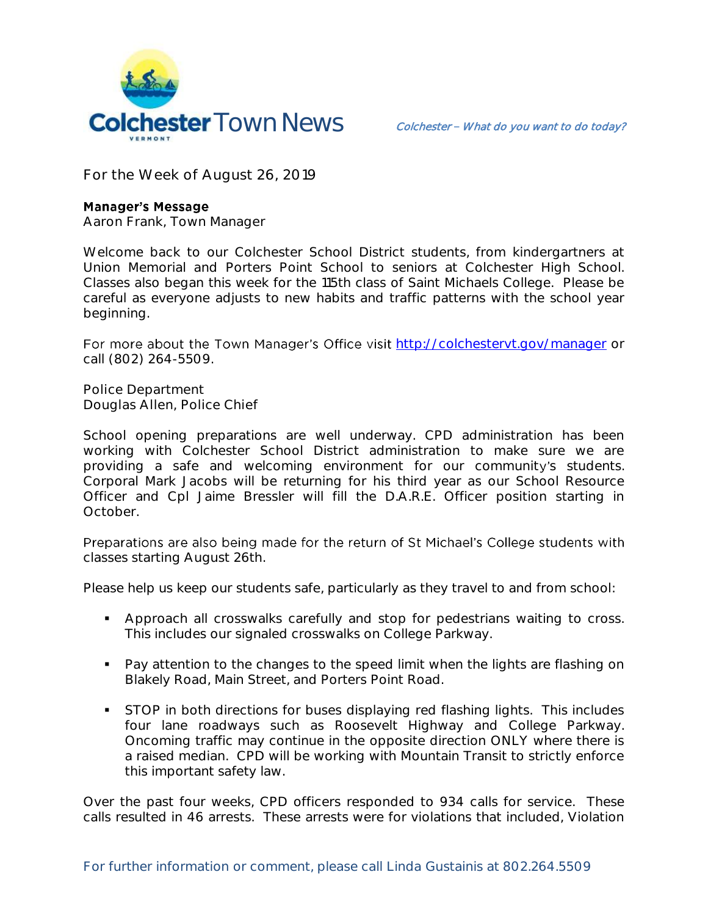# Colchester Town News

*Colchester – What do you want to do today?*

For the Week of August 26, 2019

**Manager's Message**
Aaron Frank, Town Manager

Welcome back to our Colchester School District students, from kindergartners at Union Memorial and Porters Point School to seniors at Colchester High School. Classes also began this week for the 115th class of Saint Michaels College. Please be careful as everyone adjusts to new habits and traffic patterns with the school year beginning.

For more about the Town Manager's Office visit http://colchestervt.gov/manager or call (802) 264-5509.

Police Department
Douglas Allen, Police Chief

School opening preparations are well underway. CPD administration has been working with Colchester School District administration to make sure we are providing a safe and welcoming environment for our community's students. Corporal Mark Jacobs will be returning for his third year as our School Resource Officer and Cpl Jaime Bressler will fill the D.A.R.E. Officer position starting in October.

Preparations are also being made for the return of St Michael's College students with classes starting August 26th.

Please help us keep our students safe, particularly as they travel to and from school:

- Approach all crosswalks carefully and stop for pedestrians waiting to cross. This includes our signaled crosswalks on College Parkway.
- Pay attention to the changes to the speed limit when the lights are flashing on Blakely Road, Main Street, and Porters Point Road.
- STOP in both directions for buses displaying red flashing lights. This includes four lane roadways such as Roosevelt Highway and College Parkway. Oncoming traffic may continue in the opposite direction ONLY where there is a raised median. CPD will be working with Mountain Transit to strictly enforce this important safety law.

Over the past four weeks, CPD officers responded to 934 calls for service. These calls resulted in 46 arrests. These arrests were for violations that included, Violation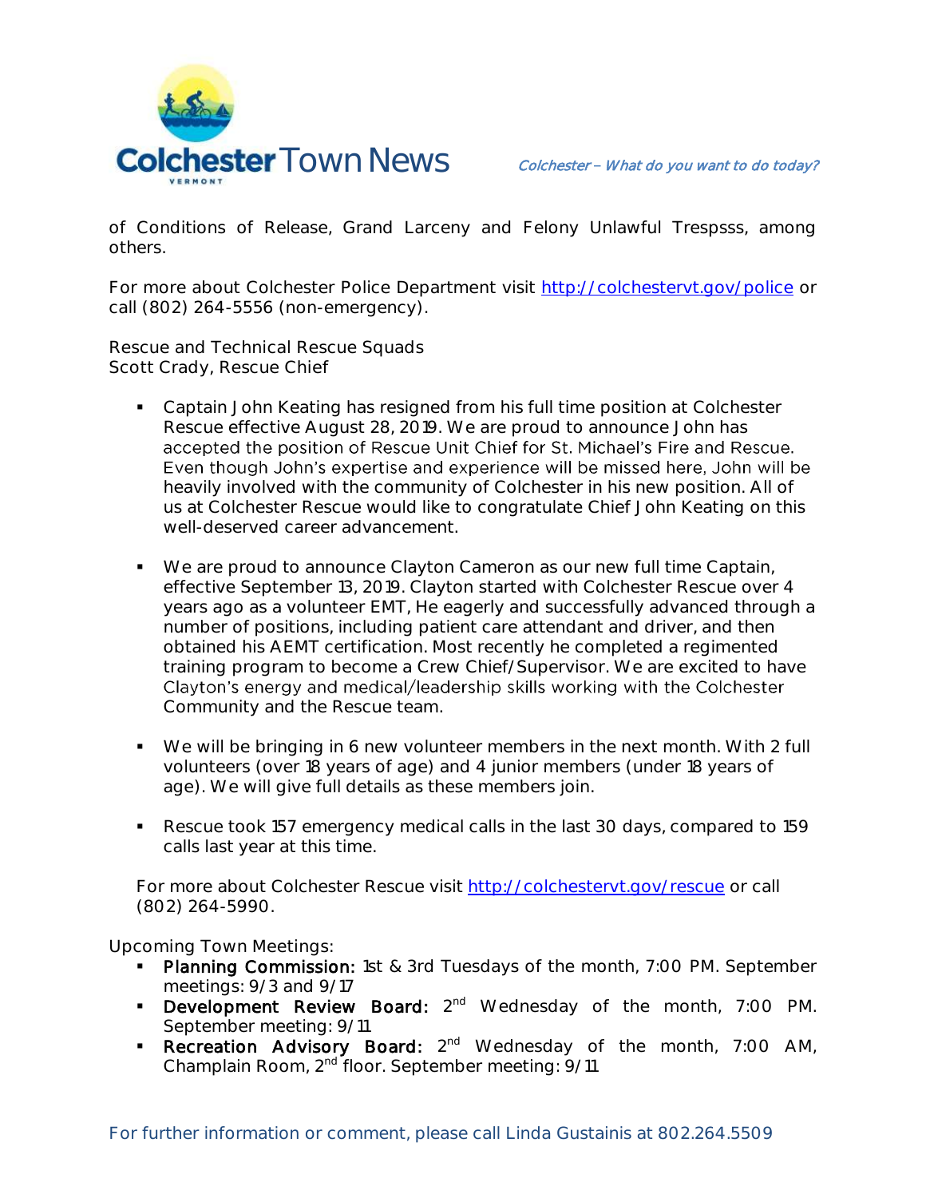of Conditions of Release, Grand Larceny and Felony Unlawful Trespsss, among others.

For more about Colchester Police Department visit http://colchestervt.gov/police or call (802) 264-5556 (non-emergency).

Rescue and Technical Rescue Squads
Scott Crady, Rescue Chief

- Captain John Keating has resigned from his full time position at Colchester Rescue effective August 28, 2019. We are proud to announce John has accepted the position of Rescue Unit Chief for St. Michael's Fire and Rescue. Even though John's expertise and experience will be missed here, John will be heavily involved with the community of Colchester in his new position. All of us at Colchester Rescue would like to congratulate Chief John Keating on this well-deserved career advancement.

- We are proud to announce Clayton Cameron as our new full time Captain, effective September 13, 2019. Clayton started with Colchester Rescue over 4 years ago as a volunteer EMT, He eagerly and successfully advanced through a number of positions, including patient care attendant and driver, and then obtained his AEMT certification. Most recently he completed a regimented training program to become a Crew Chief/Supervisor. We are excited to have Clayton's energy and medical/leadership skills working with the Colchester Community and the Rescue team.

- We will be bringing in 6 new volunteer members in the next month. With 2 full volunteers (over 18 years of age) and 4 junior members (under 18 years of age). We will give full details as these members join.

- Rescue took 157 emergency medical calls in the last 30 days, compared to 159 calls last year at this time.

For more about Colchester Rescue visit http://colchestervt.gov/rescue or call (802) 264-5990.

Upcoming Town Meetings:

- **Planning Commission:** 1st & 3rd Tuesdays of the month, 7:00 PM. September meetings: 9/3 and 9/17
- **Development Review Board:** 2nd Wednesday of the month, 7:00 PM. September meeting: 9/11
- **Recreation Advisory Board:** 2nd Wednesday of the month, 7:00 AM, Champlain Room, 2nd floor. September meeting: 9/11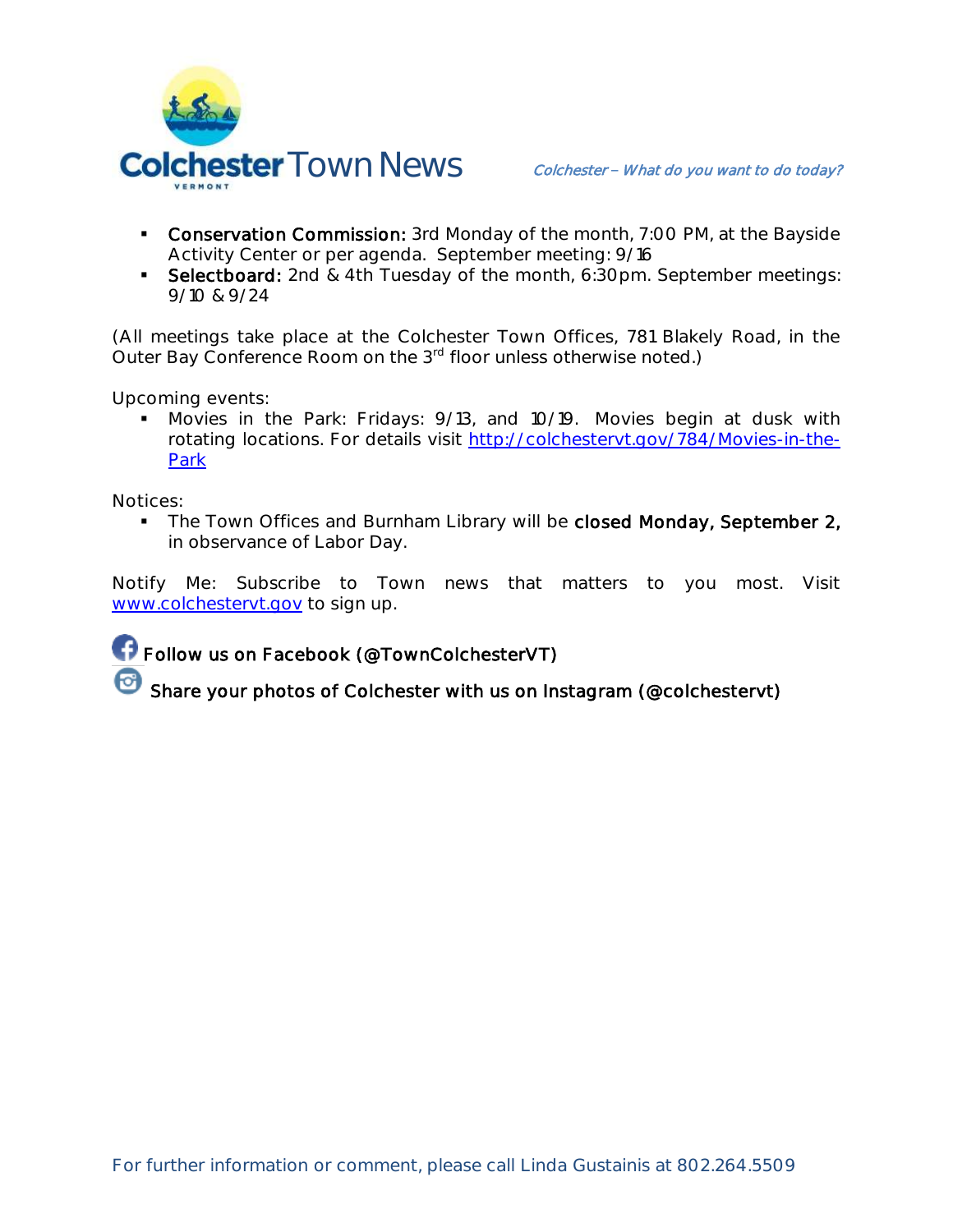- **Conservation Commission:** 3rd Monday of the month, 7:00 PM, at the Bayside Activity Center or per agenda. September meeting: 9/16
- **Selectboard:** 2nd & 4th Tuesday of the month, 6:30pm. September meetings: 9/10 & 9/24

(All meetings take place at the Colchester Town Offices, 781 Blakely Road, in the Outer Bay Conference Room on the 3rd floor unless otherwise noted.)

Upcoming events:

- Movies in the Park: Fridays: 9/13, and 10/19. Movies begin at dusk with rotating locations. For details visit [http://colchestervt.gov/784/Movies-in-the-Park](http://colchestervt.gov/784/Movies-in-the-Park)

Notices:

- The Town Offices and Burnham Library will be **closed Monday, September 2,** in observance of Labor Day.

Notify Me: Subscribe to Town news that matters to you most. Visit [www.colchestervt.gov](http://www.colchestervt.gov) to sign up.

**Follow us on Facebook (@TownColchesterVT)**

**Share your photos of Colchester with us on Instagram (@colchestervt)**

For further information or comment, please call Linda Gustainis at 802.264.5509